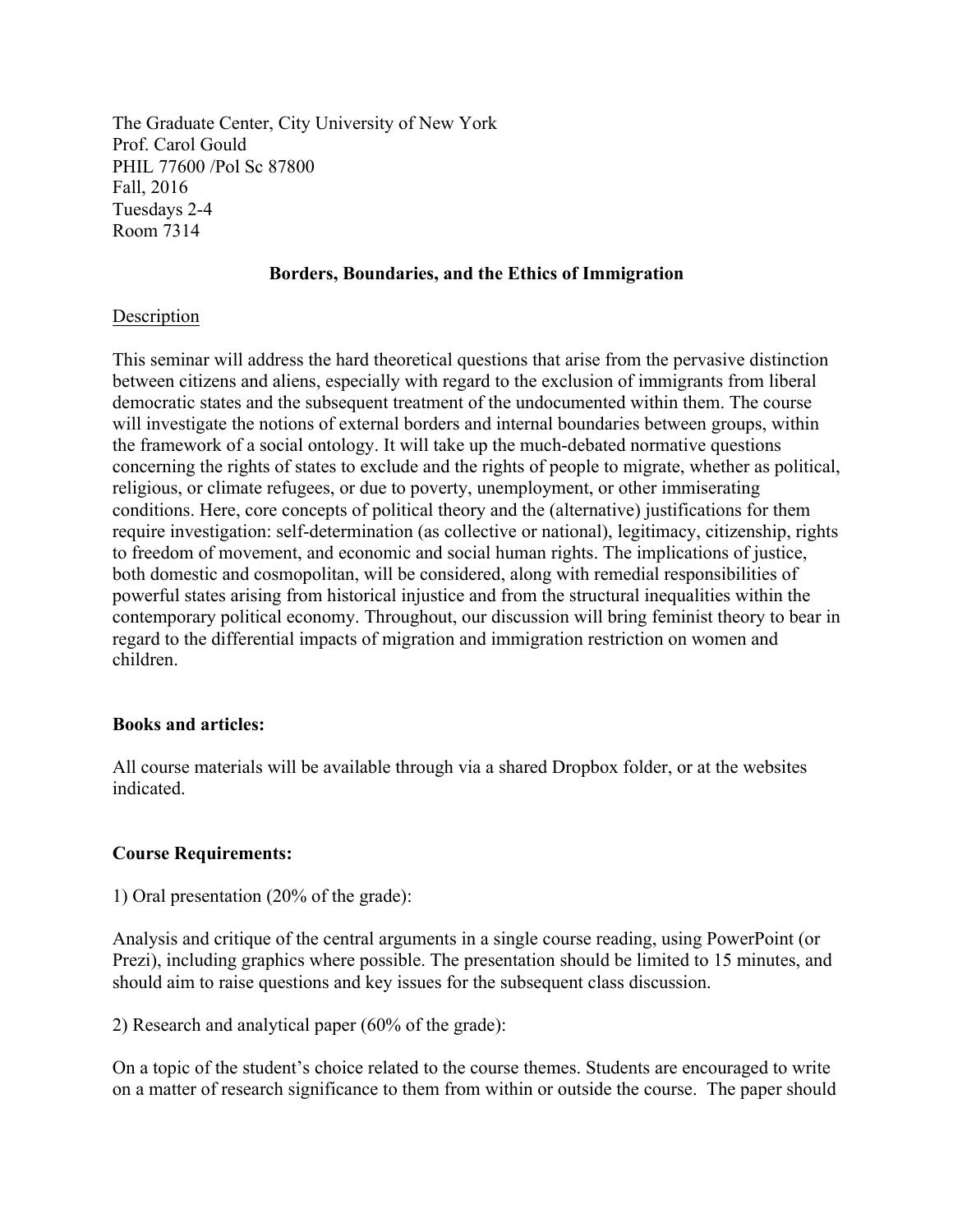The Graduate Center, City University of New York
Prof. Carol Gould
PHIL 77600 /Pol Sc 87800
Fall, 2016
Tuesdays 2-4
Room 7314

## Borders, Boundaries, and the Ethics of Immigration

### Description

This seminar will address the hard theoretical questions that arise from the pervasive distinction between citizens and aliens, especially with regard to the exclusion of immigrants from liberal democratic states and the subsequent treatment of the undocumented within them. The course will investigate the notions of external borders and internal boundaries between groups, within the framework of a social ontology. It will take up the much-debated normative questions concerning the rights of states to exclude and the rights of people to migrate, whether as political, religious, or climate refugees, or due to poverty, unemployment, or other immiserating conditions. Here, core concepts of political theory and the (alternative) justifications for them require investigation: self-determination (as collective or national), legitimacy, citizenship, rights to freedom of movement, and economic and social human rights. The implications of justice, both domestic and cosmopolitan, will be considered, along with remedial responsibilities of powerful states arising from historical injustice and from the structural inequalities within the contemporary political economy. Throughout, our discussion will bring feminist theory to bear in regard to the differential impacts of migration and immigration restriction on women and children.

### Books and articles:

All course materials will be available through via a shared Dropbox folder, or at the websites indicated.

### Course Requirements:

1) Oral presentation (20% of the grade):

Analysis and critique of the central arguments in a single course reading, using PowerPoint (or Prezi), including graphics where possible. The presentation should be limited to 15 minutes, and should aim to raise questions and key issues for the subsequent class discussion.

2) Research and analytical paper (60% of the grade):

On a topic of the student's choice related to the course themes. Students are encouraged to write on a matter of research significance to them from within or outside the course. The paper should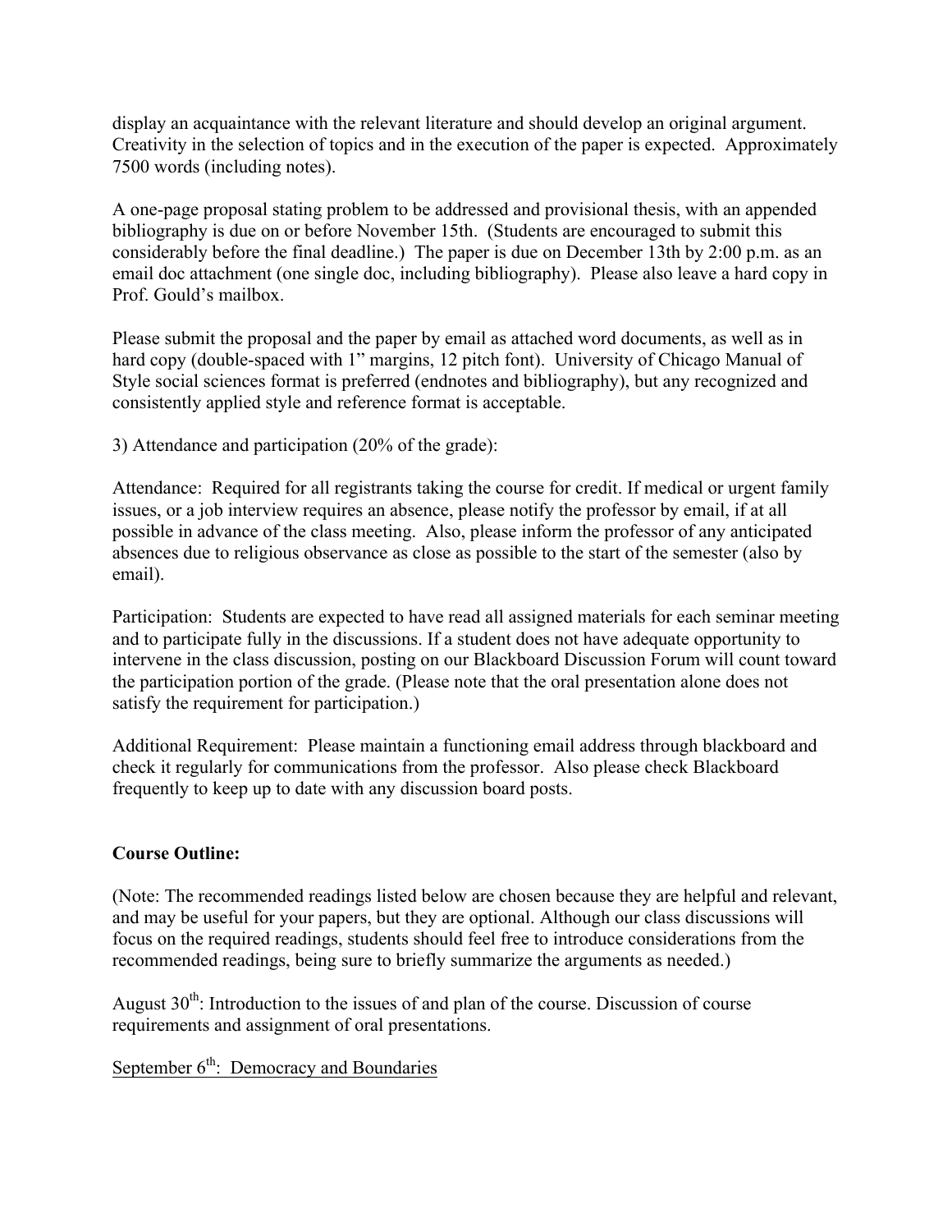display an acquaintance with the relevant literature and should develop an original argument. Creativity in the selection of topics and in the execution of the paper is expected. Approximately 7500 words (including notes).

A one-page proposal stating problem to be addressed and provisional thesis, with an appended bibliography is due on or before November 15th. (Students are encouraged to submit this considerably before the final deadline.) The paper is due on December 13th by 2:00 p.m. as an email doc attachment (one single doc, including bibliography). Please also leave a hard copy in Prof. Gould's mailbox.

Please submit the proposal and the paper by email as attached word documents, as well as in hard copy (double-spaced with 1" margins, 12 pitch font). University of Chicago Manual of Style social sciences format is preferred (endnotes and bibliography), but any recognized and consistently applied style and reference format is acceptable.

3) Attendance and participation (20% of the grade):

Attendance: Required for all registrants taking the course for credit. If medical or urgent family issues, or a job interview requires an absence, please notify the professor by email, if at all possible in advance of the class meeting. Also, please inform the professor of any anticipated absences due to religious observance as close as possible to the start of the semester (also by email).

Participation: Students are expected to have read all assigned materials for each seminar meeting and to participate fully in the discussions. If a student does not have adequate opportunity to intervene in the class discussion, posting on our Blackboard Discussion Forum will count toward the participation portion of the grade. (Please note that the oral presentation alone does not satisfy the requirement for participation.)

Additional Requirement: Please maintain a functioning email address through blackboard and check it regularly for communications from the professor. Also please check Blackboard frequently to keep up to date with any discussion board posts.

**Course Outline:**

(Note: The recommended readings listed below are chosen because they are helpful and relevant, and may be useful for your papers, but they are optional. Although our class discussions will focus on the required readings, students should feel free to introduce considerations from the recommended readings, being sure to briefly summarize the arguments as needed.)

August 30th: Introduction to the issues of and plan of the course. Discussion of course requirements and assignment of oral presentations.

September 6th: Democracy and Boundaries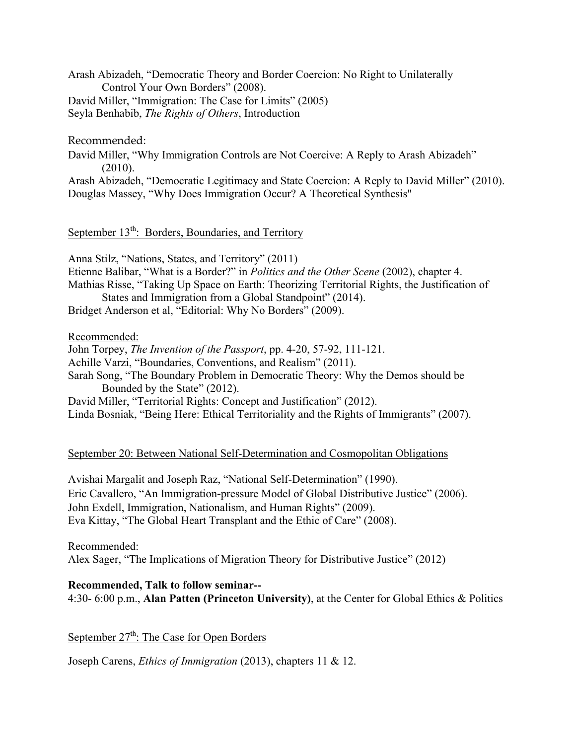Arash Abizadeh, “Democratic Theory and Border Coercion: No Right to Unilaterally Control Your Own Borders” (2008).
David Miller, “Immigration: The Case for Limits” (2005)
Seyla Benhabib, *The Rights of Others*, Introduction

Recommended:
David Miller, “Why Immigration Controls are Not Coercive: A Reply to Arash Abizadeh” (2010).
Arash Abizadeh, “Democratic Legitimacy and State Coercion: A Reply to David Miller” (2010).
Douglas Massey, “Why Does Immigration Occur? A Theoretical Synthesis"

## September 13th: Borders, Boundaries, and Territory

Anna Stilz, “Nations, States, and Territory” (2011)
Etienne Balibar, “What is a Border?” in *Politics and the Other Scene* (2002), chapter 4.
Mathias Risse, “Taking Up Space on Earth: Theorizing Territorial Rights, the Justification of States and Immigration from a Global Standpoint” (2014).
Bridget Anderson et al, “Editorial: Why No Borders” (2009).

Recommended:
John Torpey, *The Invention of the Passport*, pp. 4-20, 57-92, 111-121.
Achille Varzi, “Boundaries, Conventions, and Realism” (2011).
Sarah Song, “The Boundary Problem in Democratic Theory: Why the Demos should be Bounded by the State” (2012).
David Miller, “Territorial Rights: Concept and Justification” (2012).
Linda Bosniak, “Being Here: Ethical Territoriality and the Rights of Immigrants” (2007).

## September 20: Between National Self-Determination and Cosmopolitan Obligations

Avishai Margalit and Joseph Raz, “National Self-Determination” (1990).
Eric Cavallero, “An Immigration-pressure Model of Global Distributive Justice” (2006).
John Exdell, Immigration, Nationalism, and Human Rights” (2009).
Eva Kittay, “The Global Heart Transplant and the Ethic of Care” (2008).

Recommended:
Alex Sager, “The Implications of Migration Theory for Distributive Justice” (2012)

**Recommended, Talk to follow seminar--**
4:30- 6:00 p.m., **Alan Patten (Princeton University)**, at the Center for Global Ethics & Politics

## September 27th: The Case for Open Borders

Joseph Carens, *Ethics of Immigration* (2013), chapters 11 & 12.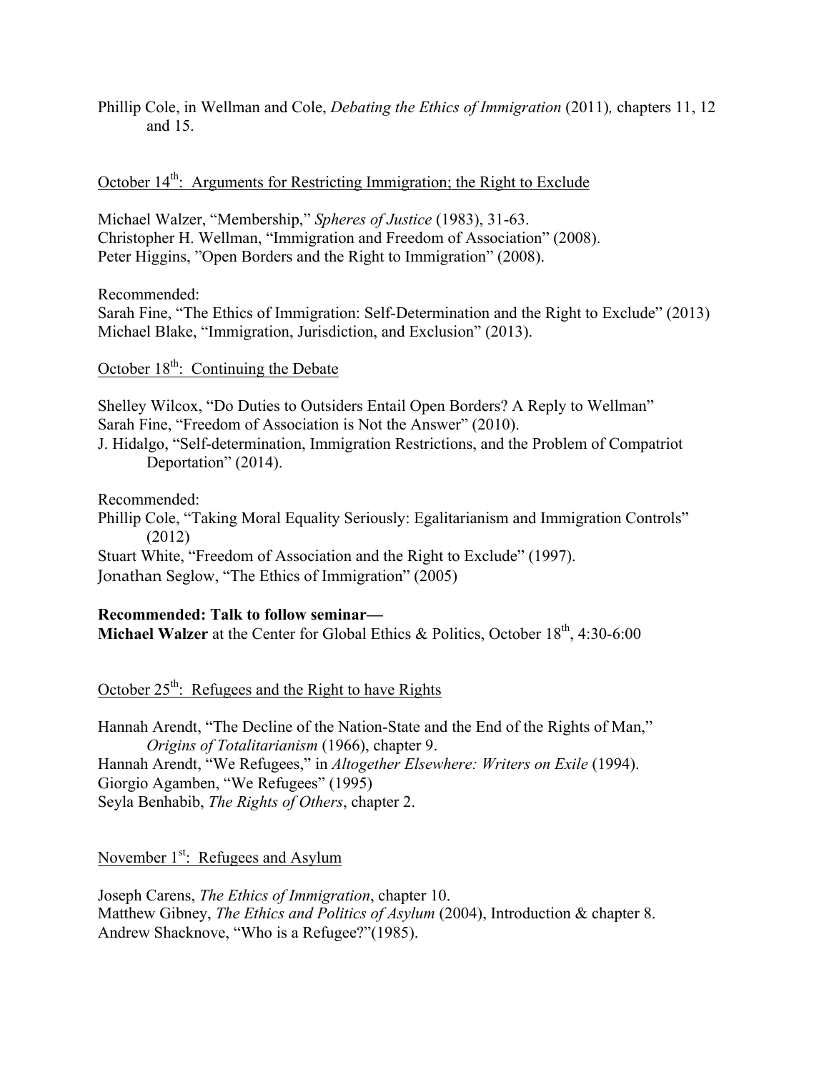Phillip Cole, in Wellman and Cole, *Debating the Ethics of Immigration* (2011)*,* chapters 11, 12 and 15.

October 14th: Arguments for Restricting Immigration; the Right to Exclude

Michael Walzer, "Membership," *Spheres of Justice* (1983), 31-63.
Christopher H. Wellman, "Immigration and Freedom of Association" (2008).
Peter Higgins, "Open Borders and the Right to Immigration" (2008).

Recommended:
Sarah Fine, "The Ethics of Immigration: Self-Determination and the Right to Exclude" (2013)
Michael Blake, "Immigration, Jurisdiction, and Exclusion" (2013).

October 18th: Continuing the Debate

Shelley Wilcox, "Do Duties to Outsiders Entail Open Borders? A Reply to Wellman"
Sarah Fine, "Freedom of Association is Not the Answer" (2010).
J. Hidalgo, "Self-determination, Immigration Restrictions, and the Problem of Compatriot Deportation" (2014).

Recommended:
Phillip Cole, "Taking Moral Equality Seriously: Egalitarianism and Immigration Controls" (2012)
Stuart White, "Freedom of Association and the Right to Exclude" (1997).
Jonathan Seglow, "The Ethics of Immigration" (2005)

**Recommended: Talk to follow seminar—**
**Michael Walzer** at the Center for Global Ethics & Politics, October 18th, 4:30-6:00

October 25th: Refugees and the Right to have Rights

Hannah Arendt, "The Decline of the Nation-State and the End of the Rights of Man," *Origins of Totalitarianism* (1966), chapter 9.
Hannah Arendt, "We Refugees," in *Altogether Elsewhere: Writers on Exile* (1994).
Giorgio Agamben, "We Refugees" (1995)
Seyla Benhabib, *The Rights of Others*, chapter 2.

November 1st: Refugees and Asylum

Joseph Carens, *The Ethics of Immigration*, chapter 10.
Matthew Gibney, *The Ethics and Politics of Asylum* (2004), Introduction & chapter 8.
Andrew Shacknove, "Who is a Refugee?"(1985).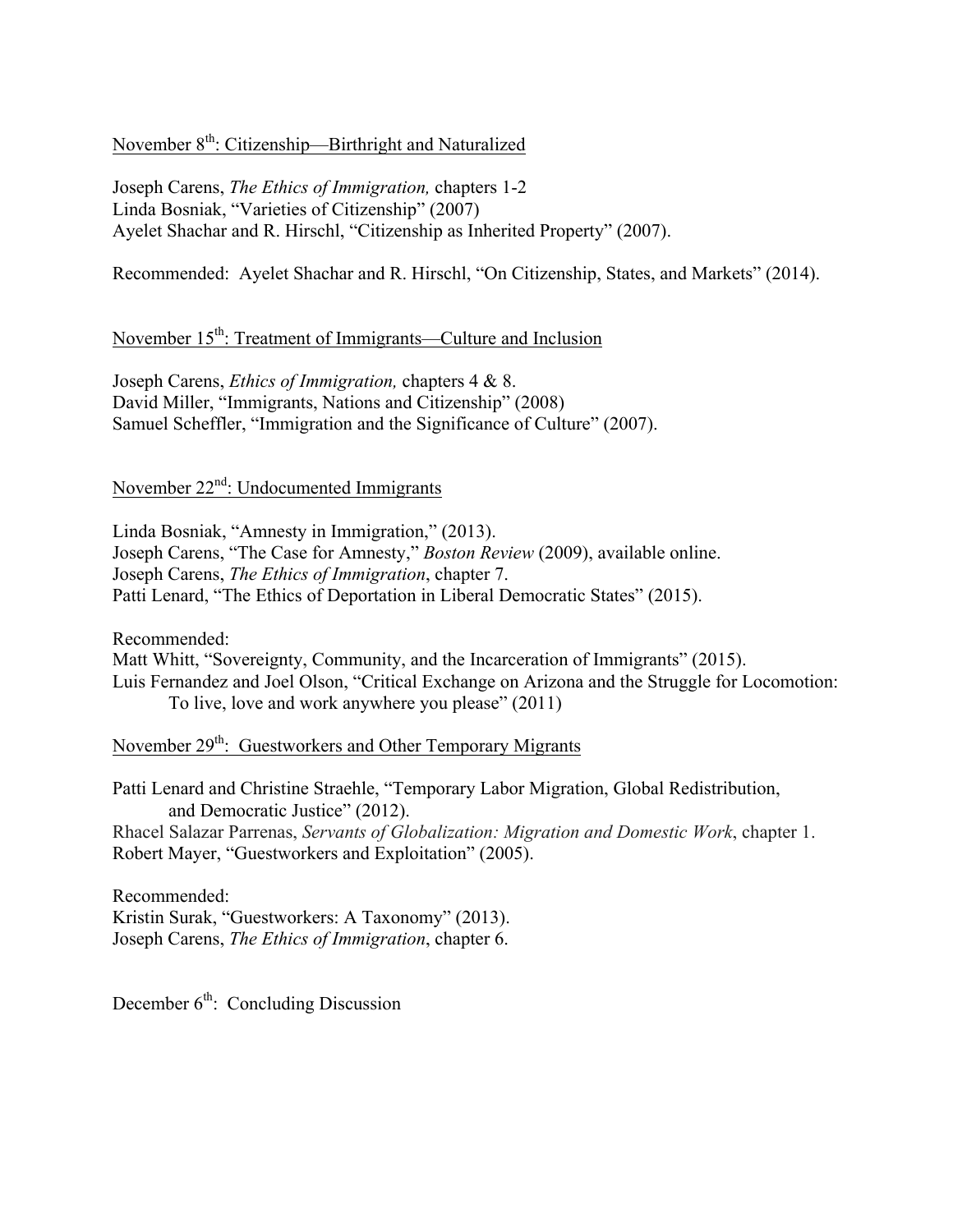November 8th: Citizenship—Birthright and Naturalized

Joseph Carens, *The Ethics of Immigration,* chapters 1-2
Linda Bosniak, "Varieties of Citizenship" (2007)
Ayelet Shachar and R. Hirschl, "Citizenship as Inherited Property" (2007).

Recommended: Ayelet Shachar and R. Hirschl, "On Citizenship, States, and Markets" (2014).

November 15th: Treatment of Immigrants—Culture and Inclusion

Joseph Carens, *Ethics of Immigration,* chapters 4 & 8.
David Miller, "Immigrants, Nations and Citizenship" (2008)
Samuel Scheffler, "Immigration and the Significance of Culture" (2007).

November 22nd: Undocumented Immigrants

Linda Bosniak, "Amnesty in Immigration," (2013).
Joseph Carens, "The Case for Amnesty," *Boston Review* (2009), available online.
Joseph Carens, *The Ethics of Immigration*, chapter 7.
Patti Lenard, "The Ethics of Deportation in Liberal Democratic States" (2015).

Recommended:
Matt Whitt, "Sovereignty, Community, and the Incarceration of Immigrants" (2015).
Luis Fernandez and Joel Olson, "Critical Exchange on Arizona and the Struggle for Locomotion: To live, love and work anywhere you please" (2011)

November 29th: Guestworkers and Other Temporary Migrants

Patti Lenard and Christine Straehle, "Temporary Labor Migration, Global Redistribution, and Democratic Justice" (2012).
Rhacel Salazar Parrenas, *Servants of Globalization: Migration and Domestic Work*, chapter 1.
Robert Mayer, "Guestworkers and Exploitation" (2005).

Recommended:
Kristin Surak, "Guestworkers: A Taxonomy" (2013).
Joseph Carens, *The Ethics of Immigration*, chapter 6.

December 6th: Concluding Discussion